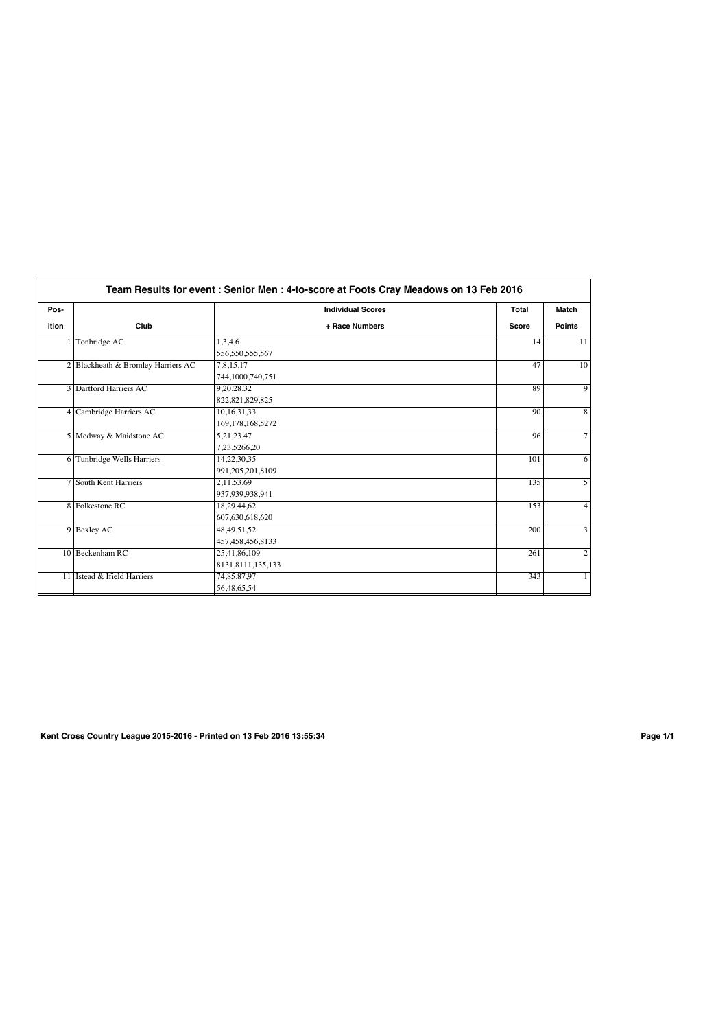## Team Results for event : Senior Men : 4-to-score at Foots Cray Meadows on 13 Feb 2016

| Pos-ition | Club | Individual Scores + Race Numbers | Total Score | Match Points |
|---|---|---|---|---|
| 1 | Tonbridge AC | 1,3,4,6<br>556,550,555,567 | 14 | 11 |
| 2 | Blackheath & Bromley Harriers AC | 7,8,15,17<br>744,1000,740,751 | 47 | 10 |
| 3 | Dartford Harriers AC | 9,20,28,32<br>822,821,829,825 | 89 | 9 |
| 4 | Cambridge Harriers AC | 10,16,31,33<br>169,178,168,5272 | 90 | 8 |
| 5 | Medway & Maidstone AC | 5,21,23,47<br>7,23,5266,20 | 96 | 7 |
| 6 | Tunbridge Wells Harriers | 14,22,30,35<br>991,205,201,8109 | 101 | 6 |
| 7 | South Kent Harriers | 2,11,53,69<br>937,939,938,941 | 135 | 5 |
| 8 | Folkestone RC | 18,29,44,62<br>607,630,618,620 | 153 | 4 |
| 9 | Bexley AC | 48,49,51,52<br>457,458,456,8133 | 200 | 3 |
| 10 | Beckenham RC | 25,41,86,109<br>8131,8111,135,133 | 261 | 2 |
| 11 | Istead & Ifield Harriers | 74,85,87,97<br>56,48,65,54 | 343 | 1 |

Kent Cross Country League 2015-2016 - Printed on 13 Feb 2016 13:55:34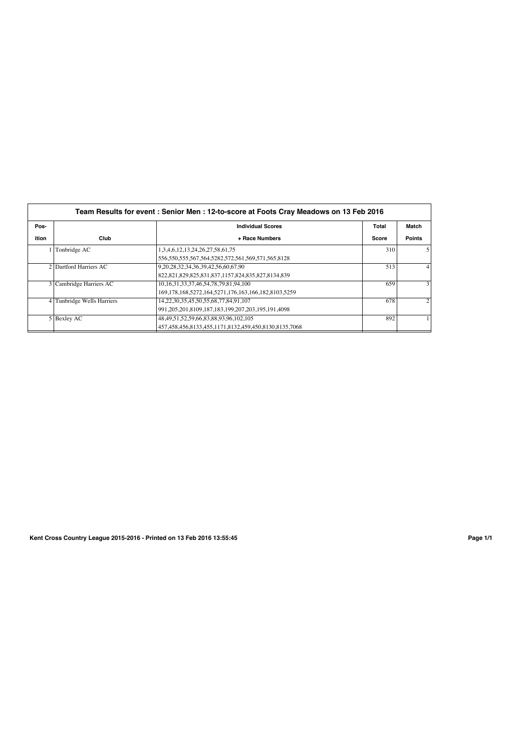## Team Results for event : Senior Men : 12-to-score at Foots Cray Meadows on 13 Feb 2016

| Position | Club | Individual Scores + Race Numbers | Total Score | Match Points |
|---|---|---|---|---|
| 1 | Tonbridge AC | 1,3,4,6,12,13,24,26,27,58,61,75<br>556,550,555,567,564,5282,572,561,569,571,565,8128 | 310 | 5 |
| 2 | Dartford Harriers AC | 9,20,28,32,34,36,39,42,56,60,67,90<br>822,821,829,825,831,837,1157,824,835,827,8134,839 | 513 | 4 |
| 3 | Cambridge Harriers AC | 10,16,31,33,37,46,54,78,79,81,94,100<br>169,178,168,5272,164,5271,176,163,166,182,8103,5259 | 659 | 3 |
| 4 | Tunbridge Wells Harriers | 14,22,30,35,45,50,55,68,77,84,91,107<br>991,205,201,8109,187,183,199,207,203,195,191,4098 | 678 | 2 |
| 5 | Bexley AC | 48,49,51,52,59,66,83,88,93,96,102,105<br>457,458,456,8133,455,1171,8132,459,450,8130,8135,7068 | 892 | 1 |

Kent Cross Country League 2015-2016 - Printed on 13 Feb 2016 13:55:45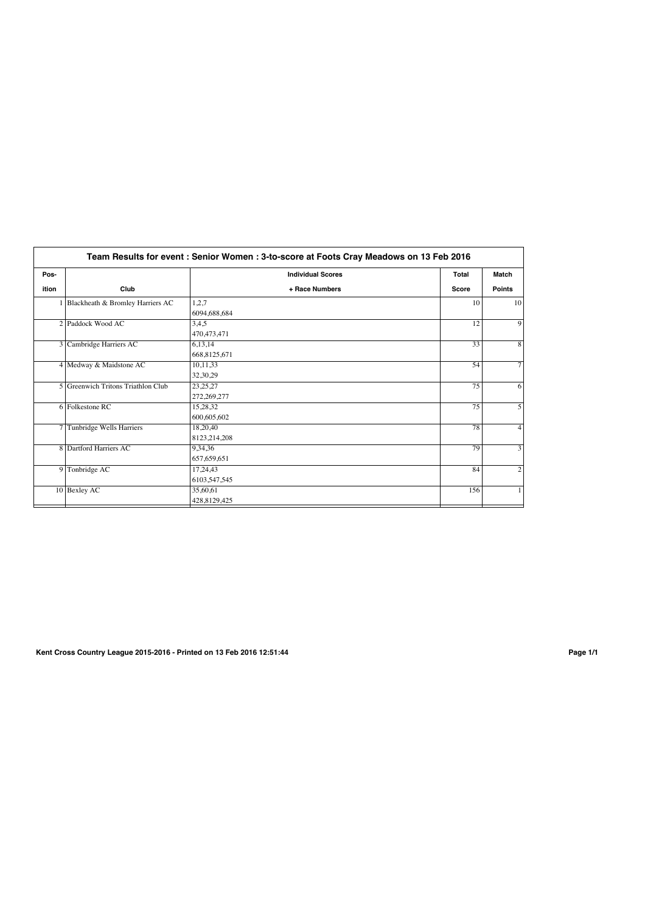## Team Results for event : Senior Women : 3-to-score at Foots Cray Meadows on 13 Feb 2016

| Pos-ition | Club | Individual Scores + Race Numbers | Total Score | Match Points |
|---|---|---|---|---|
| 1 | Blackheath & Bromley Harriers AC | 1,2,7<br>6094,688,684 | 10 | 10 |
| 2 | Paddock Wood AC | 3,4,5<br>470,473,471 | 12 | 9 |
| 3 | Cambridge Harriers AC | 6,13,14<br>668,8125,671 | 33 | 8 |
| 4 | Medway & Maidstone AC | 10,11,33<br>32,30,29 | 54 | 7 |
| 5 | Greenwich Tritons Triathlon Club | 23,25,27<br>272,269,277 | 75 | 6 |
| 6 | Folkestone RC | 15,28,32<br>600,605,602 | 75 | 5 |
| 7 | Tunbridge Wells Harriers | 18,20,40<br>8123,214,208 | 78 | 4 |
| 8 | Dartford Harriers AC | 9,34,36<br>657,659,651 | 79 | 3 |
| 9 | Tonbridge AC | 17,24,43<br>6103,547,545 | 84 | 2 |
| 10 | Bexley AC | 35,60,61<br>428,8129,425 | 156 | 1 |

**Kent Cross Country League 2015-2016 - Printed on 13 Feb 2016 12:51:44**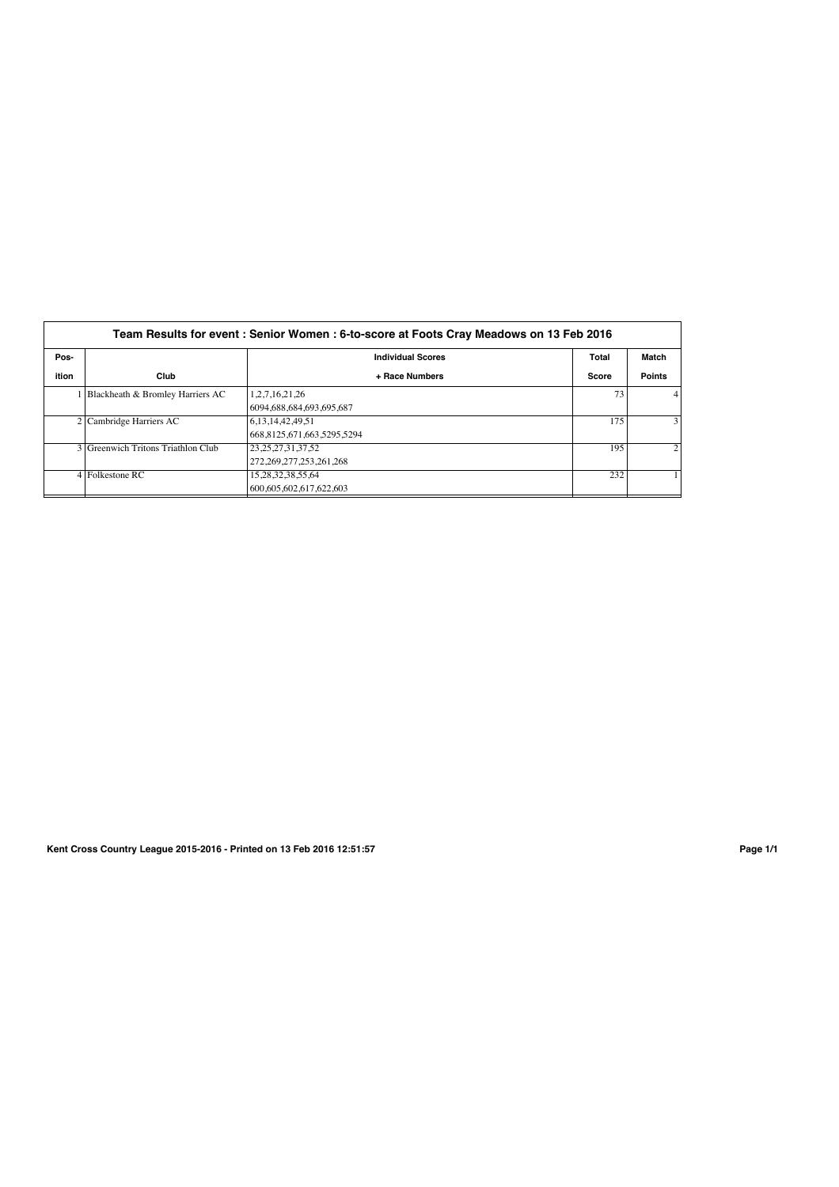## Team Results for event : Senior Women : 6-to-score at Foots Cray Meadows on 13 Feb 2016

| Pos-ition | Club | Individual Scores + Race Numbers | Total Score | Match Points |
|---|---|---|---|---|
| 1 | Blackheath & Bromley Harriers AC | 1,2,7,16,21,26<br>6094,688,684,693,695,687 | 73 | 4 |
| 2 | Cambridge Harriers AC | 6,13,14,42,49,51<br>668,8125,671,663,5295,5294 | 175 | 3 |
| 3 | Greenwich Tritons Triathlon Club | 23,25,27,31,37,52<br>272,269,277,253,261,268 | 195 | 2 |
| 4 | Folkestone RC | 15,28,32,38,55,64<br>600,605,602,617,622,603 | 232 | 1 |

Kent Cross Country League 2015-2016 - Printed on 13 Feb 2016 12:51:57